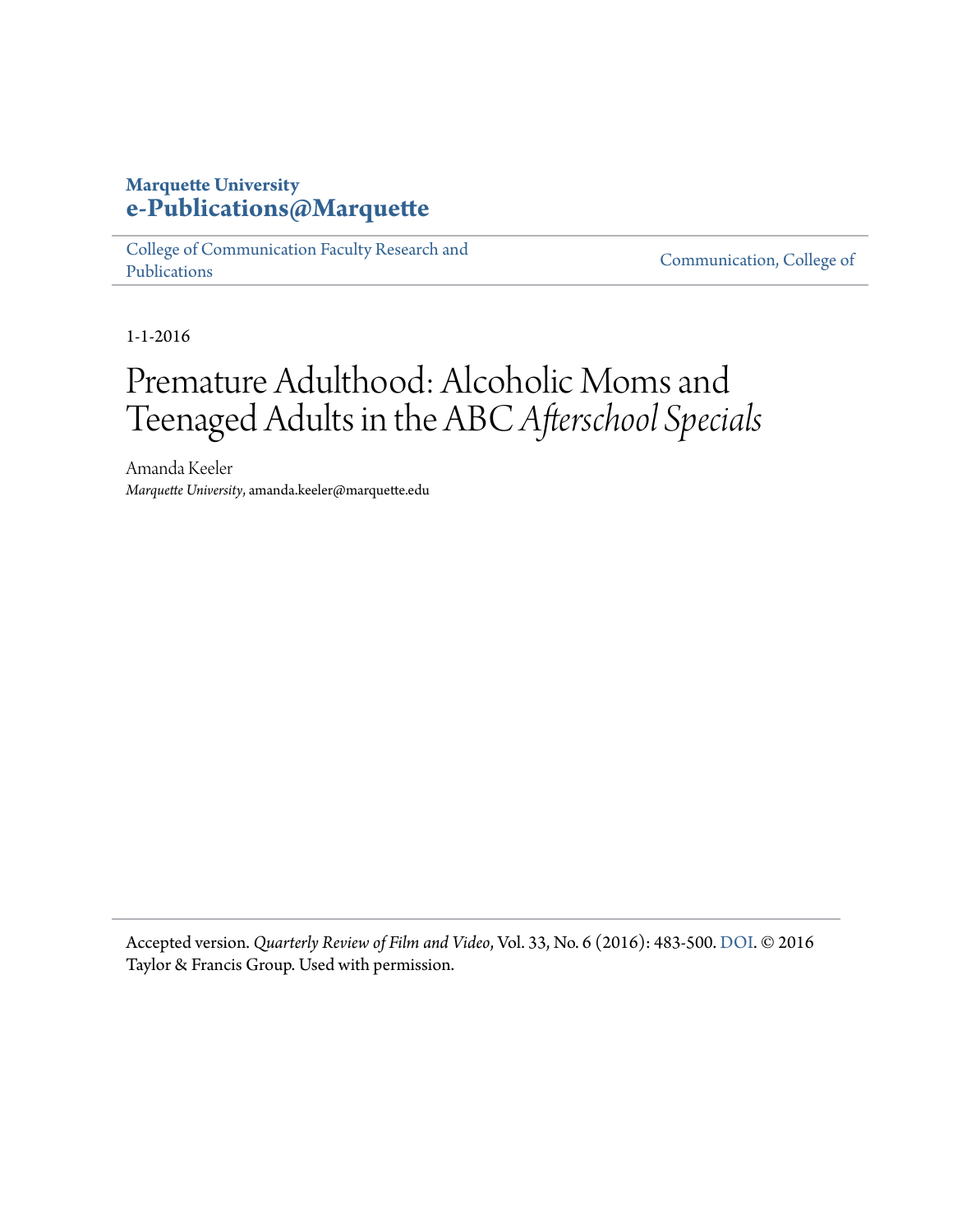**Marquette University**
**e-Publications@Marquette**

College of Communication Faculty Research and Publications | Communication, College of

1-1-2016

# Premature Adulthood: Alcoholic Moms and Teenaged Adults in the ABC *Afterschool Specials*

Amanda Keeler
*Marquette University*, amanda.keeler@marquette.edu

Accepted version. *Quarterly Review of Film and Video*, Vol. 33, No. 6 (2016): 483-500. DOI. © 2016 Taylor & Francis Group. Used with permission.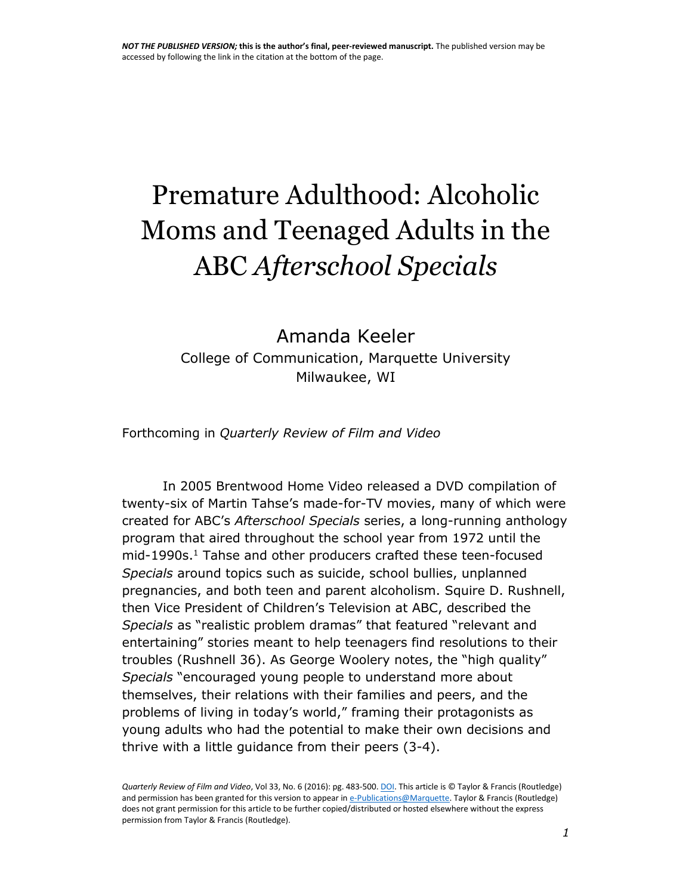*NOT THE PUBLISHED VERSION;* **this is the author's final, peer-reviewed manuscript.** The published version may be accessed by following the link in the citation at the bottom of the page.

# Premature Adulthood: Alcoholic Moms and Teenaged Adults in the ABC *Afterschool Specials*

Amanda Keeler

College of Communication, Marquette University
Milwaukee, WI

Forthcoming in *Quarterly Review of Film and Video*

In 2005 Brentwood Home Video released a DVD compilation of twenty-six of Martin Tahse's made-for-TV movies, many of which were created for ABC's *Afterschool Specials* series, a long-running anthology program that aired throughout the school year from 1972 until the mid-1990s.[1] Tahse and other producers crafted these teen-focused *Specials* around topics such as suicide, school bullies, unplanned pregnancies, and both teen and parent alcoholism. Squire D. Rushnell, then Vice President of Children's Television at ABC, described the *Specials* as "realistic problem dramas" that featured "relevant and entertaining" stories meant to help teenagers find resolutions to their troubles (Rushnell 36). As George Woolery notes, the "high quality" *Specials* "encouraged young people to understand more about themselves, their relations with their families and peers, and the problems of living in today's world," framing their protagonists as young adults who had the potential to make their own decisions and thrive with a little guidance from their peers (3-4).

*Quarterly Review of Film and Video*, Vol 33, No. 6 (2016): pg. 483-500. DOI. This article is © Taylor & Francis (Routledge) and permission has been granted for this version to appear in e-Publications@Marquette. Taylor & Francis (Routledge) does not grant permission for this article to be further copied/distributed or hosted elsewhere without the express permission from Taylor & Francis (Routledge).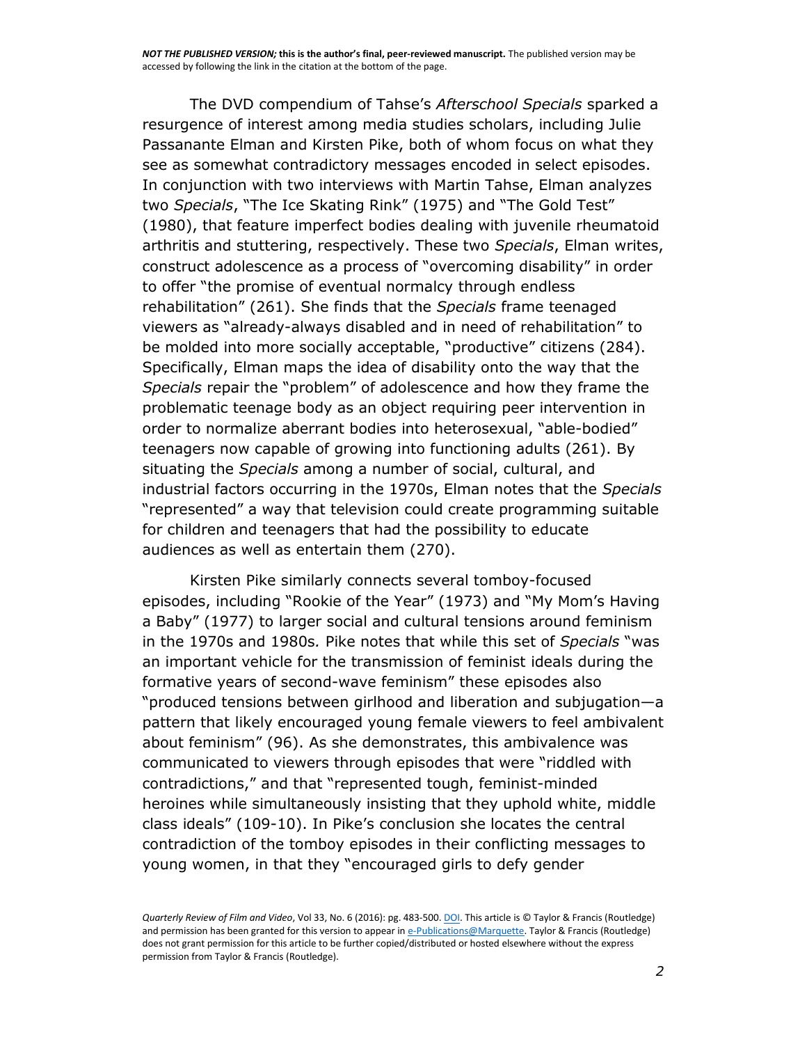The DVD compendium of Tahse's *Afterschool Specials* sparked a resurgence of interest among media studies scholars, including Julie Passanante Elman and Kirsten Pike, both of whom focus on what they see as somewhat contradictory messages encoded in select episodes. In conjunction with two interviews with Martin Tahse, Elman analyzes two *Specials*, "The Ice Skating Rink" (1975) and "The Gold Test" (1980), that feature imperfect bodies dealing with juvenile rheumatoid arthritis and stuttering, respectively. These two *Specials*, Elman writes, construct adolescence as a process of "overcoming disability" in order to offer "the promise of eventual normalcy through endless rehabilitation" (261). She finds that the *Specials* frame teenaged viewers as "already-always disabled and in need of rehabilitation" to be molded into more socially acceptable, "productive" citizens (284). Specifically, Elman maps the idea of disability onto the way that the *Specials* repair the "problem" of adolescence and how they frame the problematic teenage body as an object requiring peer intervention in order to normalize aberrant bodies into heterosexual, "able-bodied" teenagers now capable of growing into functioning adults (261). By situating the *Specials* among a number of social, cultural, and industrial factors occurring in the 1970s, Elman notes that the *Specials* "represented" a way that television could create programming suitable for children and teenagers that had the possibility to educate audiences as well as entertain them (270).

Kirsten Pike similarly connects several tomboy-focused episodes, including "Rookie of the Year" (1973) and "My Mom's Having a Baby" (1977) to larger social and cultural tensions around feminism in the 1970s and 1980s. Pike notes that while this set of *Specials* "was an important vehicle for the transmission of feminist ideals during the formative years of second-wave feminism" these episodes also "produced tensions between girlhood and liberation and subjugation—a pattern that likely encouraged young female viewers to feel ambivalent about feminism" (96). As she demonstrates, this ambivalence was communicated to viewers through episodes that were "riddled with contradictions," and that "represented tough, feminist-minded heroines while simultaneously insisting that they uphold white, middle class ideals" (109-10). In Pike's conclusion she locates the central contradiction of the tomboy episodes in their conflicting messages to young women, in that they "encouraged girls to defy gender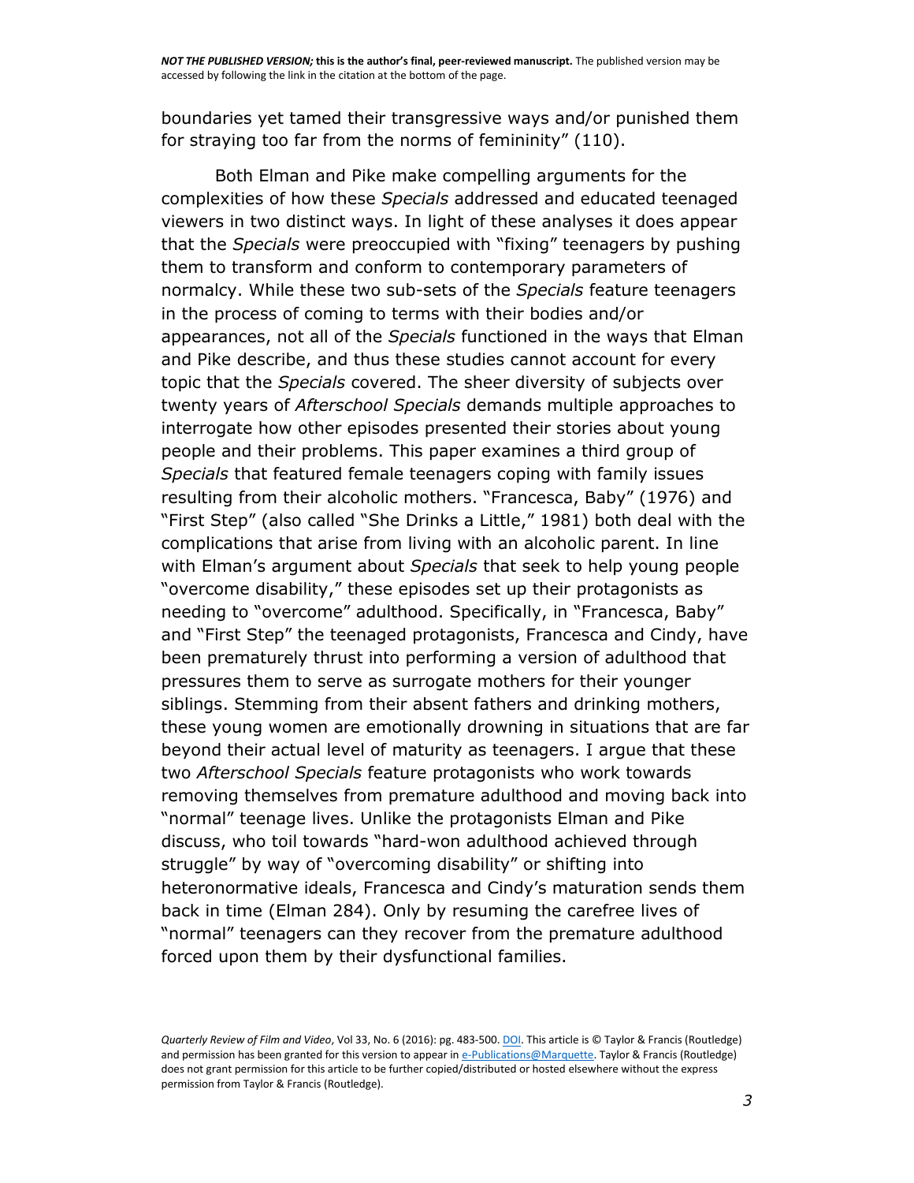boundaries yet tamed their transgressive ways and/or punished them for straying too far from the norms of femininity" (110).

Both Elman and Pike make compelling arguments for the complexities of how these *Specials* addressed and educated teenaged viewers in two distinct ways. In light of these analyses it does appear that the *Specials* were preoccupied with "fixing" teenagers by pushing them to transform and conform to contemporary parameters of normalcy. While these two sub-sets of the *Specials* feature teenagers in the process of coming to terms with their bodies and/or appearances, not all of the *Specials* functioned in the ways that Elman and Pike describe, and thus these studies cannot account for every topic that the *Specials* covered. The sheer diversity of subjects over twenty years of *Afterschool Specials* demands multiple approaches to interrogate how other episodes presented their stories about young people and their problems. This paper examines a third group of *Specials* that featured female teenagers coping with family issues resulting from their alcoholic mothers. "Francesca, Baby" (1976) and "First Step" (also called "She Drinks a Little," 1981) both deal with the complications that arise from living with an alcoholic parent. In line with Elman's argument about *Specials* that seek to help young people "overcome disability," these episodes set up their protagonists as needing to "overcome" adulthood. Specifically, in "Francesca, Baby" and "First Step" the teenaged protagonists, Francesca and Cindy, have been prematurely thrust into performing a version of adulthood that pressures them to serve as surrogate mothers for their younger siblings. Stemming from their absent fathers and drinking mothers, these young women are emotionally drowning in situations that are far beyond their actual level of maturity as teenagers. I argue that these two *Afterschool Specials* feature protagonists who work towards removing themselves from premature adulthood and moving back into "normal" teenage lives. Unlike the protagonists Elman and Pike discuss, who toil towards "hard-won adulthood achieved through struggle" by way of "overcoming disability" or shifting into heteronormative ideals, Francesca and Cindy's maturation sends them back in time (Elman 284). Only by resuming the carefree lives of "normal" teenagers can they recover from the premature adulthood forced upon them by their dysfunctional families.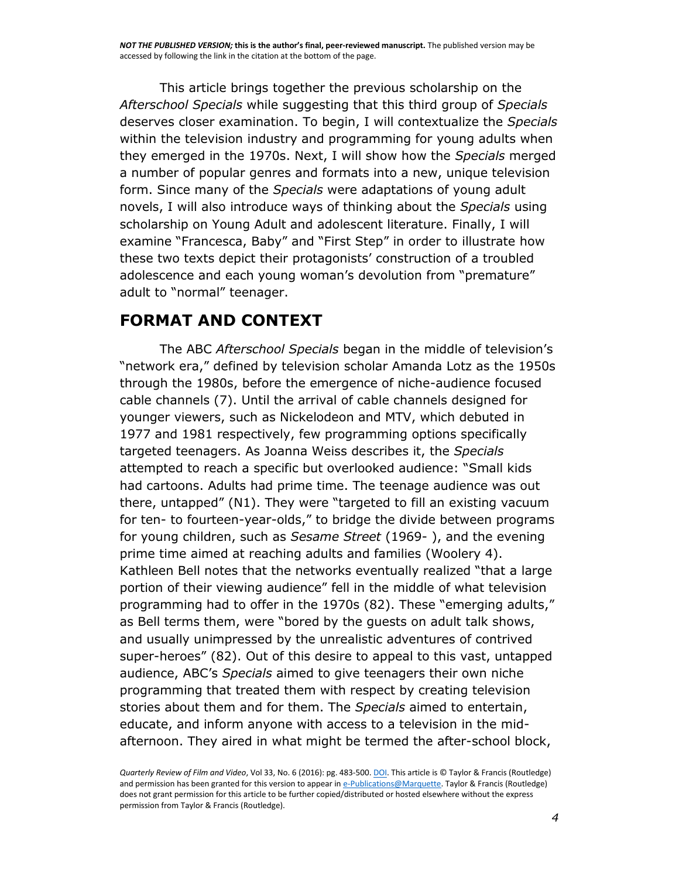This article brings together the previous scholarship on the *Afterschool Specials* while suggesting that this third group of *Specials* deserves closer examination. To begin, I will contextualize the *Specials* within the television industry and programming for young adults when they emerged in the 1970s. Next, I will show how the *Specials* merged a number of popular genres and formats into a new, unique television form. Since many of the *Specials* were adaptations of young adult novels, I will also introduce ways of thinking about the *Specials* using scholarship on Young Adult and adolescent literature. Finally, I will examine "Francesca, Baby" and "First Step" in order to illustrate how these two texts depict their protagonists' construction of a troubled adolescence and each young woman's devolution from "premature" adult to "normal" teenager.

## FORMAT AND CONTEXT

The ABC *Afterschool Specials* began in the middle of television's "network era," defined by television scholar Amanda Lotz as the 1950s through the 1980s, before the emergence of niche-audience focused cable channels (7). Until the arrival of cable channels designed for younger viewers, such as Nickelodeon and MTV, which debuted in 1977 and 1981 respectively, few programming options specifically targeted teenagers. As Joanna Weiss describes it, the *Specials* attempted to reach a specific but overlooked audience: "Small kids had cartoons. Adults had prime time. The teenage audience was out there, untapped" (N1). They were "targeted to fill an existing vacuum for ten- to fourteen-year-olds," to bridge the divide between programs for young children, such as *Sesame Street* (1969- ), and the evening prime time aimed at reaching adults and families (Woolery 4). Kathleen Bell notes that the networks eventually realized "that a large portion of their viewing audience" fell in the middle of what television programming had to offer in the 1970s (82). These "emerging adults," as Bell terms them, were "bored by the guests on adult talk shows, and usually unimpressed by the unrealistic adventures of contrived super-heroes" (82). Out of this desire to appeal to this vast, untapped audience, ABC's *Specials* aimed to give teenagers their own niche programming that treated them with respect by creating television stories about them and for them. The *Specials* aimed to entertain, educate, and inform anyone with access to a television in the mid-afternoon. They aired in what might be termed the after-school block,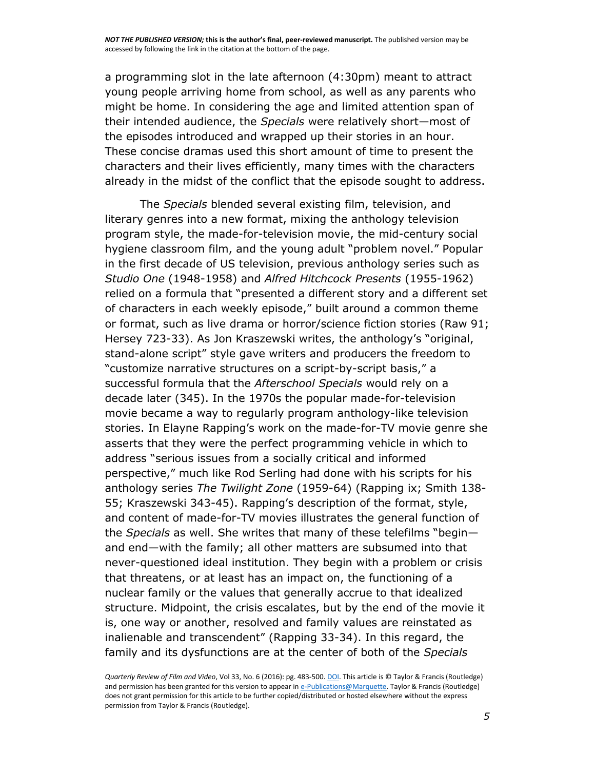a programming slot in the late afternoon (4:30pm) meant to attract young people arriving home from school, as well as any parents who might be home. In considering the age and limited attention span of their intended audience, the *Specials* were relatively short—most of the episodes introduced and wrapped up their stories in an hour. These concise dramas used this short amount of time to present the characters and their lives efficiently, many times with the characters already in the midst of the conflict that the episode sought to address.

The *Specials* blended several existing film, television, and literary genres into a new format, mixing the anthology television program style, the made-for-television movie, the mid-century social hygiene classroom film, and the young adult "problem novel." Popular in the first decade of US television, previous anthology series such as *Studio One* (1948-1958) and *Alfred Hitchcock Presents* (1955-1962) relied on a formula that "presented a different story and a different set of characters in each weekly episode," built around a common theme or format, such as live drama or horror/science fiction stories (Raw 91; Hersey 723-33). As Jon Kraszewski writes, the anthology's "original, stand-alone script" style gave writers and producers the freedom to "customize narrative structures on a script-by-script basis," a successful formula that the *Afterschool Specials* would rely on a decade later (345). In the 1970s the popular made-for-television movie became a way to regularly program anthology-like television stories. In Elayne Rapping's work on the made-for-TV movie genre she asserts that they were the perfect programming vehicle in which to address "serious issues from a socially critical and informed perspective," much like Rod Serling had done with his scripts for his anthology series *The Twilight Zone* (1959-64) (Rapping ix; Smith 138-55; Kraszewski 343-45). Rapping's description of the format, style, and content of made-for-TV movies illustrates the general function of the *Specials* as well. She writes that many of these telefilms "begin—and end—with the family; all other matters are subsumed into that never-questioned ideal institution. They begin with a problem or crisis that threatens, or at least has an impact on, the functioning of a nuclear family or the values that generally accrue to that idealized structure. Midpoint, the crisis escalates, but by the end of the movie it is, one way or another, resolved and family values are reinstated as inalienable and transcendent" (Rapping 33-34). In this regard, the family and its dysfunctions are at the center of both of the *Specials*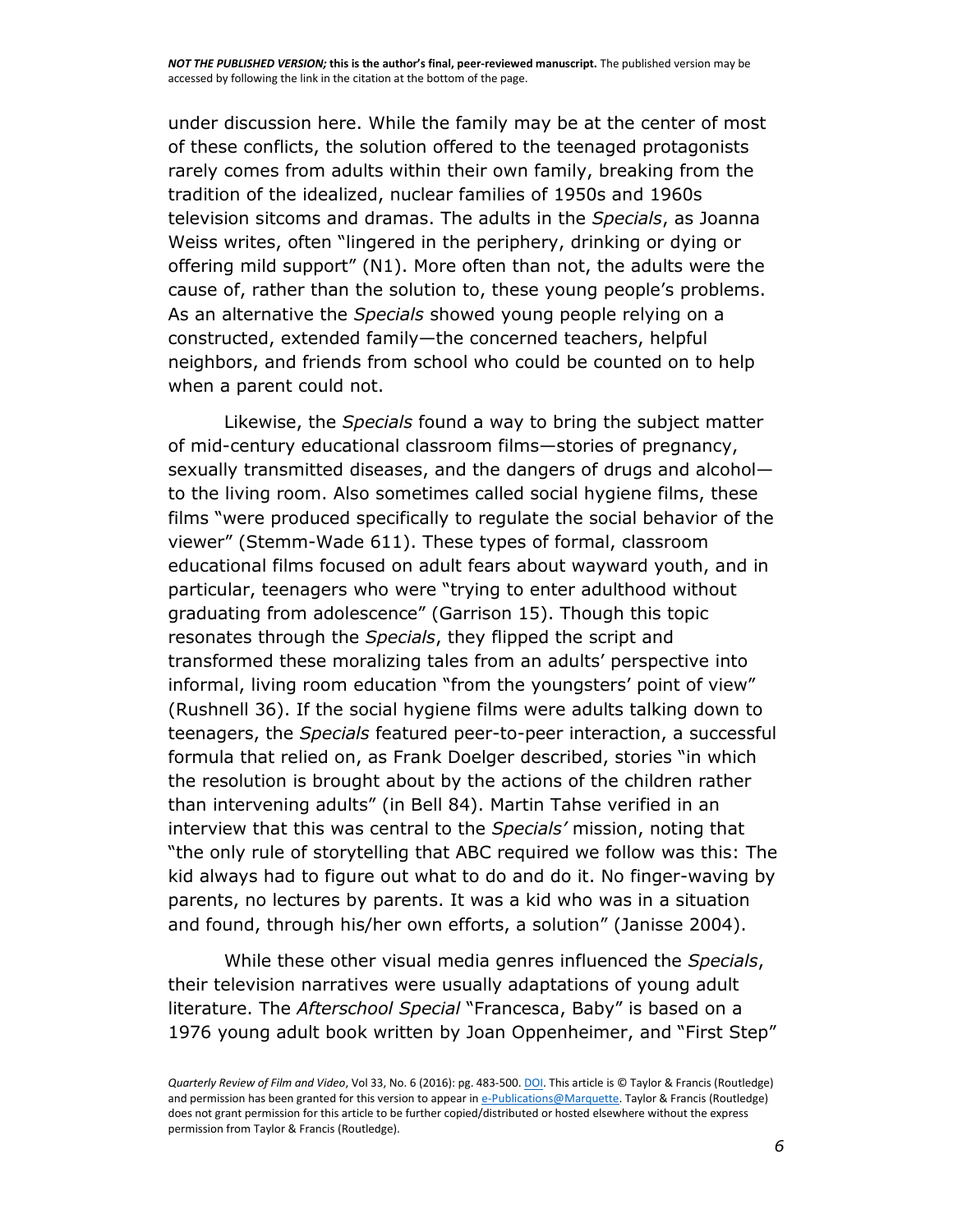under discussion here. While the family may be at the center of most of these conflicts, the solution offered to the teenaged protagonists rarely comes from adults within their own family, breaking from the tradition of the idealized, nuclear families of 1950s and 1960s television sitcoms and dramas. The adults in the *Specials*, as Joanna Weiss writes, often "lingered in the periphery, drinking or dying or offering mild support" (N1). More often than not, the adults were the cause of, rather than the solution to, these young people's problems. As an alternative the *Specials* showed young people relying on a constructed, extended family—the concerned teachers, helpful neighbors, and friends from school who could be counted on to help when a parent could not.

Likewise, the *Specials* found a way to bring the subject matter of mid-century educational classroom films—stories of pregnancy, sexually transmitted diseases, and the dangers of drugs and alcohol—to the living room. Also sometimes called social hygiene films, these films "were produced specifically to regulate the social behavior of the viewer" (Stemm-Wade 611). These types of formal, classroom educational films focused on adult fears about wayward youth, and in particular, teenagers who were "trying to enter adulthood without graduating from adolescence" (Garrison 15). Though this topic resonates through the *Specials*, they flipped the script and transformed these moralizing tales from an adults' perspective into informal, living room education "from the youngsters' point of view" (Rushnell 36). If the social hygiene films were adults talking down to teenagers, the *Specials* featured peer-to-peer interaction, a successful formula that relied on, as Frank Doelger described, stories "in which the resolution is brought about by the actions of the children rather than intervening adults" (in Bell 84). Martin Tahse verified in an interview that this was central to the *Specials'* mission, noting that "the only rule of storytelling that ABC required we follow was this: The kid always had to figure out what to do and do it. No finger-waving by parents, no lectures by parents. It was a kid who was in a situation and found, through his/her own efforts, a solution" (Janisse 2004).

While these other visual media genres influenced the *Specials*, their television narratives were usually adaptations of young adult literature. The *Afterschool Special* "Francesca, Baby" is based on a 1976 young adult book written by Joan Oppenheimer, and "First Step"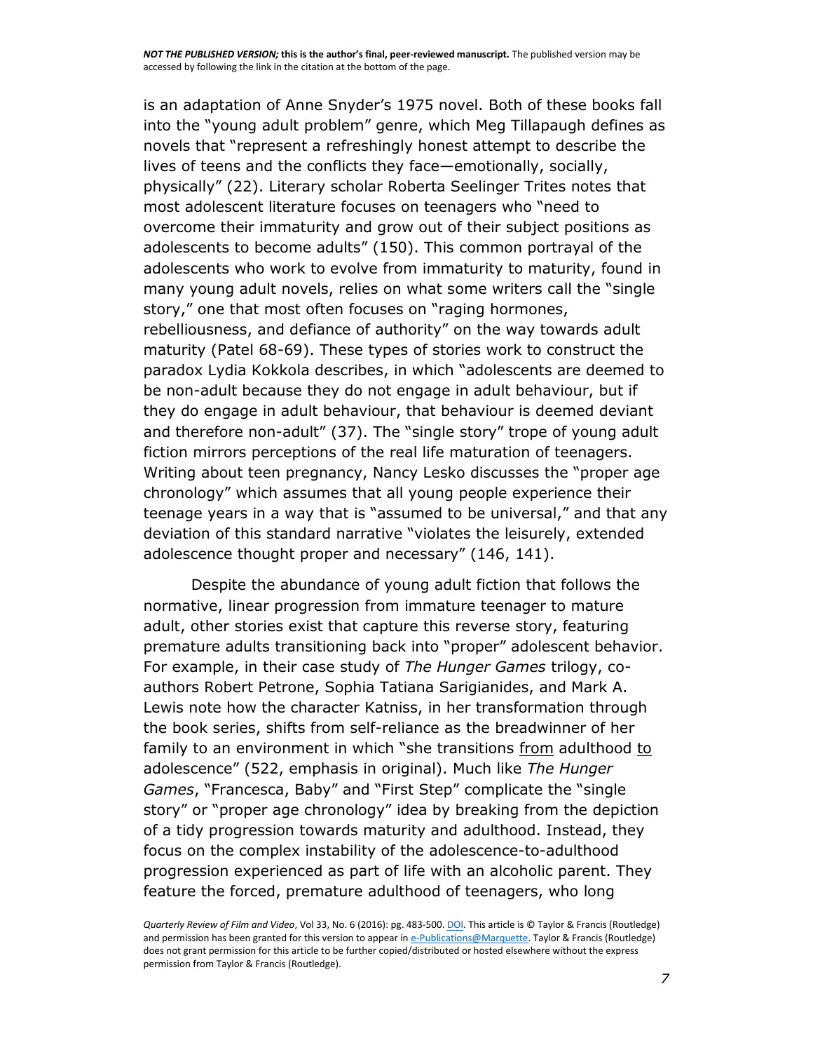is an adaptation of Anne Snyder's 1975 novel. Both of these books fall into the "young adult problem" genre, which Meg Tillapaugh defines as novels that "represent a refreshingly honest attempt to describe the lives of teens and the conflicts they face—emotionally, socially, physically" (22). Literary scholar Roberta Seelinger Trites notes that most adolescent literature focuses on teenagers who "need to overcome their immaturity and grow out of their subject positions as adolescents to become adults" (150). This common portrayal of the adolescents who work to evolve from immaturity to maturity, found in many young adult novels, relies on what some writers call the "single story," one that most often focuses on "raging hormones, rebelliousness, and defiance of authority" on the way towards adult maturity (Patel 68-69). These types of stories work to construct the paradox Lydia Kokkola describes, in which "adolescents are deemed to be non-adult because they do not engage in adult behaviour, but if they do engage in adult behaviour, that behaviour is deemed deviant and therefore non-adult" (37). The "single story" trope of young adult fiction mirrors perceptions of the real life maturation of teenagers. Writing about teen pregnancy, Nancy Lesko discusses the "proper age chronology" which assumes that all young people experience their teenage years in a way that is "assumed to be universal," and that any deviation of this standard narrative "violates the leisurely, extended adolescence thought proper and necessary" (146, 141).

Despite the abundance of young adult fiction that follows the normative, linear progression from immature teenager to mature adult, other stories exist that capture this reverse story, featuring premature adults transitioning back into "proper" adolescent behavior. For example, in their case study of *The Hunger Games* trilogy, co-authors Robert Petrone, Sophia Tatiana Sarigianides, and Mark A. Lewis note how the character Katniss, in her transformation through the book series, shifts from self-reliance as the breadwinner of her family to an environment in which "she transitions <u>from</u> adulthood <u>to</u> adolescence" (522, emphasis in original). Much like *The Hunger Games*, "Francesca, Baby" and "First Step" complicate the "single story" or "proper age chronology" idea by breaking from the depiction of a tidy progression towards maturity and adulthood. Instead, they focus on the complex instability of the adolescence-to-adulthood progression experienced as part of life with an alcoholic parent. They feature the forced, premature adulthood of teenagers, who long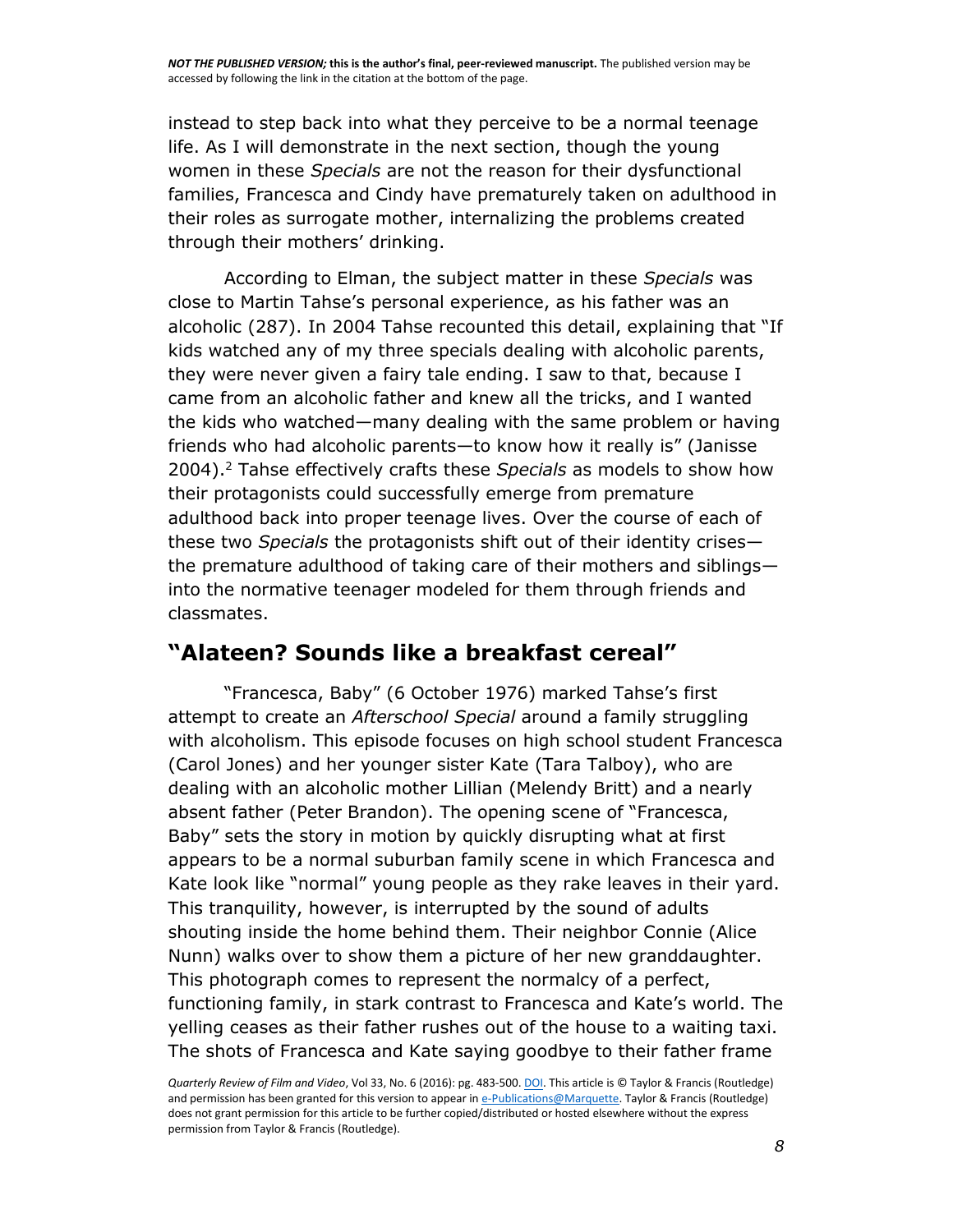instead to step back into what they perceive to be a normal teenage life. As I will demonstrate in the next section, though the young women in these *Specials* are not the reason for their dysfunctional families, Francesca and Cindy have prematurely taken on adulthood in their roles as surrogate mother, internalizing the problems created through their mothers' drinking.

According to Elman, the subject matter in these *Specials* was close to Martin Tahse's personal experience, as his father was an alcoholic (287). In 2004 Tahse recounted this detail, explaining that "If kids watched any of my three specials dealing with alcoholic parents, they were never given a fairy tale ending. I saw to that, because I came from an alcoholic father and knew all the tricks, and I wanted the kids who watched—many dealing with the same problem or having friends who had alcoholic parents—to know how it really is" (Janisse 2004).[2] Tahse effectively crafts these *Specials* as models to show how their protagonists could successfully emerge from premature adulthood back into proper teenage lives. Over the course of each of these two *Specials* the protagonists shift out of their identity crises—the premature adulthood of taking care of their mothers and siblings—into the normative teenager modeled for them through friends and classmates.

## "Alateen? Sounds like a breakfast cereal"

"Francesca, Baby" (6 October 1976) marked Tahse's first attempt to create an *Afterschool Special* around a family struggling with alcoholism. This episode focuses on high school student Francesca (Carol Jones) and her younger sister Kate (Tara Talboy), who are dealing with an alcoholic mother Lillian (Melendy Britt) and a nearly absent father (Peter Brandon). The opening scene of "Francesca, Baby" sets the story in motion by quickly disrupting what at first appears to be a normal suburban family scene in which Francesca and Kate look like "normal" young people as they rake leaves in their yard. This tranquility, however, is interrupted by the sound of adults shouting inside the home behind them. Their neighbor Connie (Alice Nunn) walks over to show them a picture of her new granddaughter. This photograph comes to represent the normalcy of a perfect, functioning family, in stark contrast to Francesca and Kate's world. The yelling ceases as their father rushes out of the house to a waiting taxi. The shots of Francesca and Kate saying goodbye to their father frame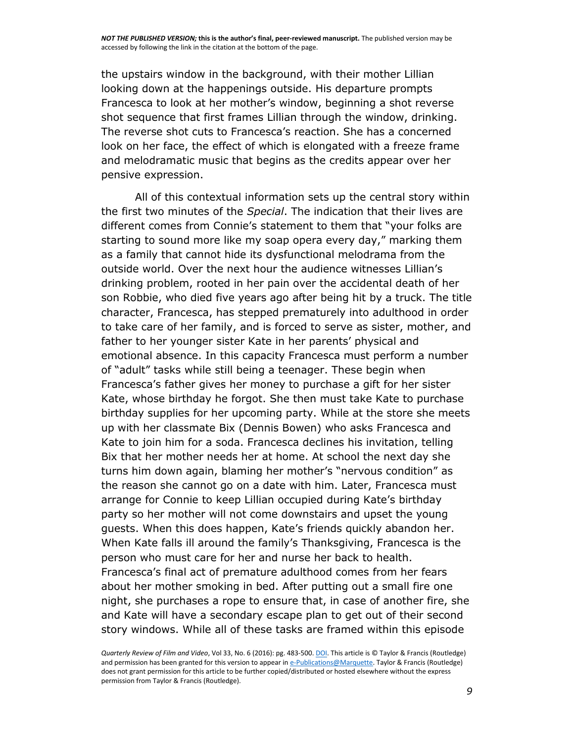the upstairs window in the background, with their mother Lillian looking down at the happenings outside. His departure prompts Francesca to look at her mother's window, beginning a shot reverse shot sequence that first frames Lillian through the window, drinking. The reverse shot cuts to Francesca's reaction. She has a concerned look on her face, the effect of which is elongated with a freeze frame and melodramatic music that begins as the credits appear over her pensive expression.

All of this contextual information sets up the central story within the first two minutes of the *Special*. The indication that their lives are different comes from Connie's statement to them that "your folks are starting to sound more like my soap opera every day," marking them as a family that cannot hide its dysfunctional melodrama from the outside world. Over the next hour the audience witnesses Lillian's drinking problem, rooted in her pain over the accidental death of her son Robbie, who died five years ago after being hit by a truck. The title character, Francesca, has stepped prematurely into adulthood in order to take care of her family, and is forced to serve as sister, mother, and father to her younger sister Kate in her parents' physical and emotional absence. In this capacity Francesca must perform a number of "adult" tasks while still being a teenager. These begin when Francesca's father gives her money to purchase a gift for her sister Kate, whose birthday he forgot. She then must take Kate to purchase birthday supplies for her upcoming party. While at the store she meets up with her classmate Bix (Dennis Bowen) who asks Francesca and Kate to join him for a soda. Francesca declines his invitation, telling Bix that her mother needs her at home. At school the next day she turns him down again, blaming her mother's "nervous condition" as the reason she cannot go on a date with him. Later, Francesca must arrange for Connie to keep Lillian occupied during Kate's birthday party so her mother will not come downstairs and upset the young guests. When this does happen, Kate's friends quickly abandon her. When Kate falls ill around the family's Thanksgiving, Francesca is the person who must care for her and nurse her back to health. Francesca's final act of premature adulthood comes from her fears about her mother smoking in bed. After putting out a small fire one night, she purchases a rope to ensure that, in case of another fire, she and Kate will have a secondary escape plan to get out of their second story windows. While all of these tasks are framed within this episode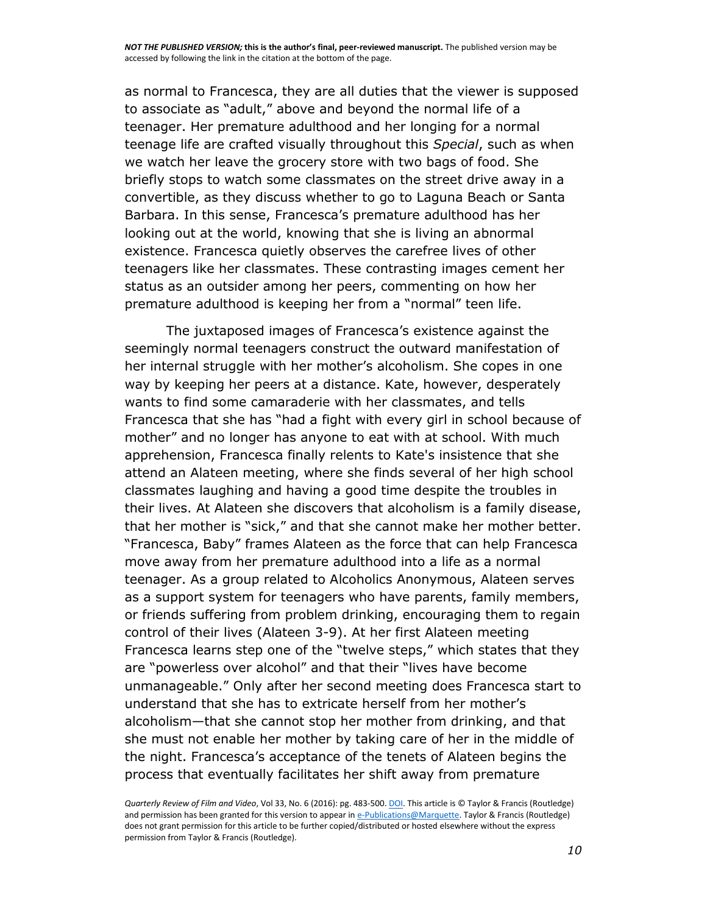as normal to Francesca, they are all duties that the viewer is supposed to associate as "adult," above and beyond the normal life of a teenager. Her premature adulthood and her longing for a normal teenage life are crafted visually throughout this *Special*, such as when we watch her leave the grocery store with two bags of food. She briefly stops to watch some classmates on the street drive away in a convertible, as they discuss whether to go to Laguna Beach or Santa Barbara. In this sense, Francesca's premature adulthood has her looking out at the world, knowing that she is living an abnormal existence. Francesca quietly observes the carefree lives of other teenagers like her classmates. These contrasting images cement her status as an outsider among her peers, commenting on how her premature adulthood is keeping her from a "normal" teen life.

The juxtaposed images of Francesca's existence against the seemingly normal teenagers construct the outward manifestation of her internal struggle with her mother's alcoholism. She copes in one way by keeping her peers at a distance. Kate, however, desperately wants to find some camaraderie with her classmates, and tells Francesca that she has "had a fight with every girl in school because of mother" and no longer has anyone to eat with at school. With much apprehension, Francesca finally relents to Kate's insistence that she attend an Alateen meeting, where she finds several of her high school classmates laughing and having a good time despite the troubles in their lives. At Alateen she discovers that alcoholism is a family disease, that her mother is "sick," and that she cannot make her mother better. "Francesca, Baby" frames Alateen as the force that can help Francesca move away from her premature adulthood into a life as a normal teenager. As a group related to Alcoholics Anonymous, Alateen serves as a support system for teenagers who have parents, family members, or friends suffering from problem drinking, encouraging them to regain control of their lives (Alateen 3-9). At her first Alateen meeting Francesca learns step one of the "twelve steps," which states that they are "powerless over alcohol" and that their "lives have become unmanageable." Only after her second meeting does Francesca start to understand that she has to extricate herself from her mother's alcoholism—that she cannot stop her mother from drinking, and that she must not enable her mother by taking care of her in the middle of the night. Francesca's acceptance of the tenets of Alateen begins the process that eventually facilitates her shift away from premature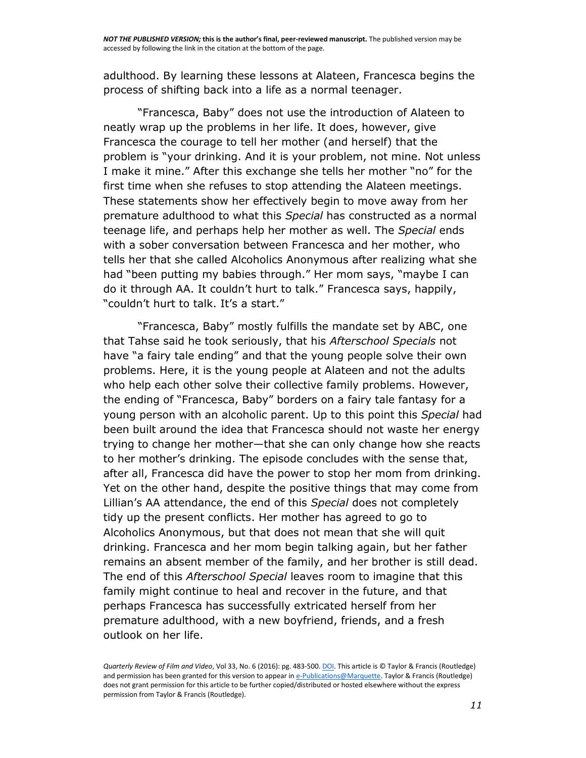adulthood. By learning these lessons at Alateen, Francesca begins the process of shifting back into a life as a normal teenager.

"Francesca, Baby" does not use the introduction of Alateen to neatly wrap up the problems in her life. It does, however, give Francesca the courage to tell her mother (and herself) that the problem is "your drinking. And it is your problem, not mine. Not unless I make it mine." After this exchange she tells her mother "no" for the first time when she refuses to stop attending the Alateen meetings. These statements show her effectively begin to move away from her premature adulthood to what this *Special* has constructed as a normal teenage life, and perhaps help her mother as well. The *Special* ends with a sober conversation between Francesca and her mother, who tells her that she called Alcoholics Anonymous after realizing what she had "been putting my babies through." Her mom says, "maybe I can do it through AA. It couldn't hurt to talk." Francesca says, happily, "couldn't hurt to talk. It's a start."

"Francesca, Baby" mostly fulfills the mandate set by ABC, one that Tahse said he took seriously, that his *Afterschool Specials* not have "a fairy tale ending" and that the young people solve their own problems. Here, it is the young people at Alateen and not the adults who help each other solve their collective family problems. However, the ending of "Francesca, Baby" borders on a fairy tale fantasy for a young person with an alcoholic parent. Up to this point this *Special* had been built around the idea that Francesca should not waste her energy trying to change her mother—that she can only change how she reacts to her mother's drinking. The episode concludes with the sense that, after all, Francesca did have the power to stop her mom from drinking. Yet on the other hand, despite the positive things that may come from Lillian's AA attendance, the end of this *Special* does not completely tidy up the present conflicts. Her mother has agreed to go to Alcoholics Anonymous, but that does not mean that she will quit drinking. Francesca and her mom begin talking again, but her father remains an absent member of the family, and her brother is still dead. The end of this *Afterschool Special* leaves room to imagine that this family might continue to heal and recover in the future, and that perhaps Francesca has successfully extricated herself from her premature adulthood, with a new boyfriend, friends, and a fresh outlook on her life.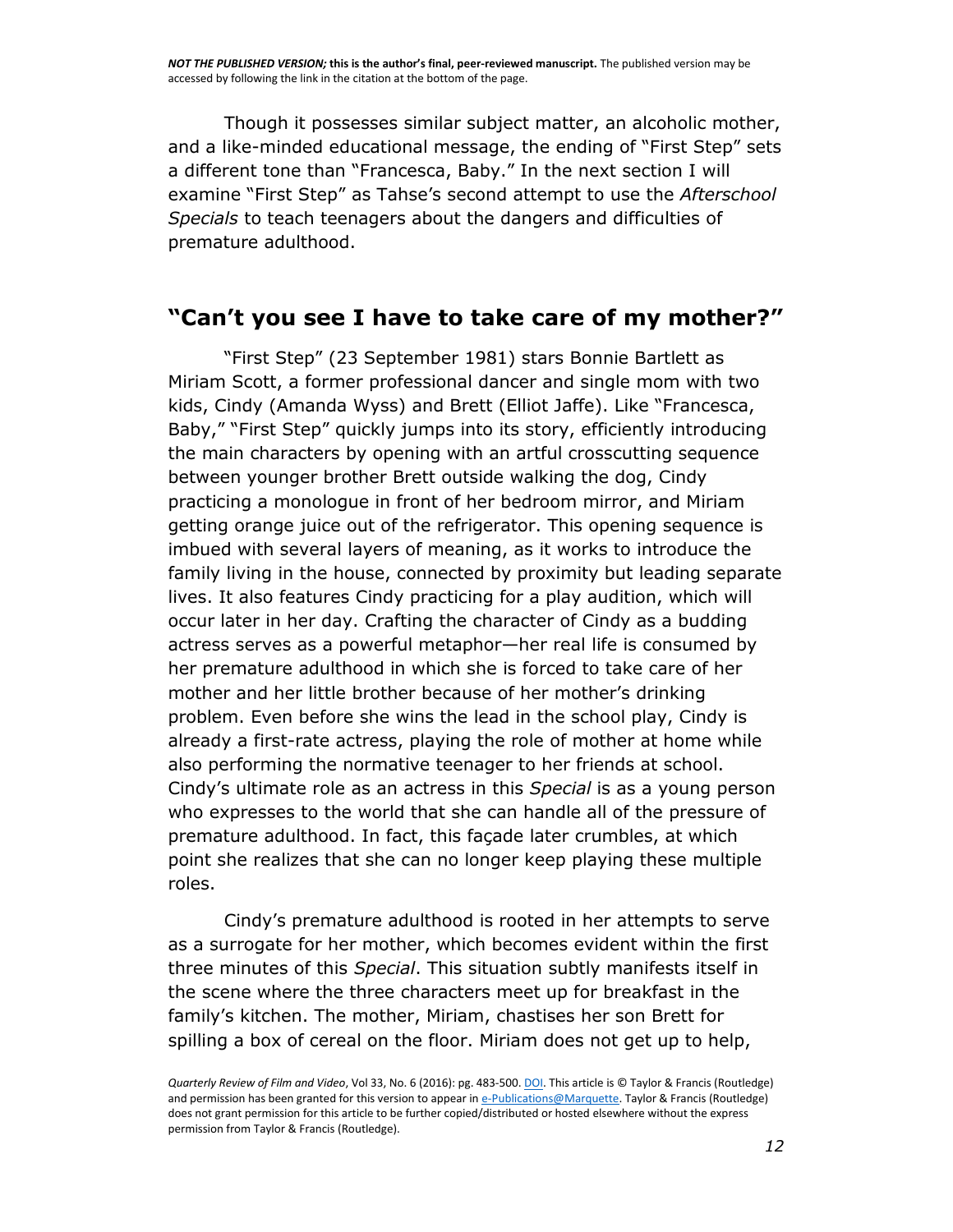Though it possesses similar subject matter, an alcoholic mother, and a like-minded educational message, the ending of "First Step" sets a different tone than "Francesca, Baby." In the next section I will examine "First Step" as Tahse's second attempt to use the *Afterschool Specials* to teach teenagers about the dangers and difficulties of premature adulthood.

## "Can't you see I have to take care of my mother?"

"First Step" (23 September 1981) stars Bonnie Bartlett as Miriam Scott, a former professional dancer and single mom with two kids, Cindy (Amanda Wyss) and Brett (Elliot Jaffe). Like "Francesca, Baby," "First Step" quickly jumps into its story, efficiently introducing the main characters by opening with an artful crosscutting sequence between younger brother Brett outside walking the dog, Cindy practicing a monologue in front of her bedroom mirror, and Miriam getting orange juice out of the refrigerator. This opening sequence is imbued with several layers of meaning, as it works to introduce the family living in the house, connected by proximity but leading separate lives. It also features Cindy practicing for a play audition, which will occur later in her day. Crafting the character of Cindy as a budding actress serves as a powerful metaphor—her real life is consumed by her premature adulthood in which she is forced to take care of her mother and her little brother because of her mother's drinking problem. Even before she wins the lead in the school play, Cindy is already a first-rate actress, playing the role of mother at home while also performing the normative teenager to her friends at school. Cindy's ultimate role as an actress in this *Special* is as a young person who expresses to the world that she can handle all of the pressure of premature adulthood. In fact, this façade later crumbles, at which point she realizes that she can no longer keep playing these multiple roles.

Cindy's premature adulthood is rooted in her attempts to serve as a surrogate for her mother, which becomes evident within the first three minutes of this *Special*. This situation subtly manifests itself in the scene where the three characters meet up for breakfast in the family's kitchen. The mother, Miriam, chastises her son Brett for spilling a box of cereal on the floor. Miriam does not get up to help,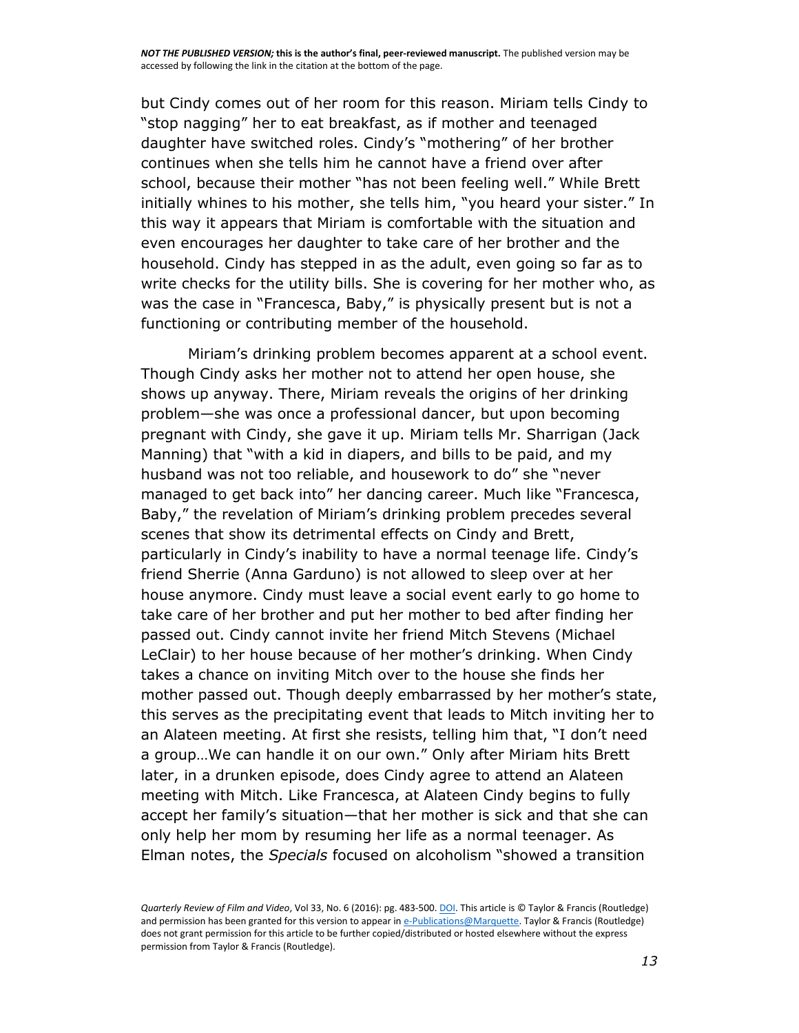but Cindy comes out of her room for this reason. Miriam tells Cindy to "stop nagging" her to eat breakfast, as if mother and teenaged daughter have switched roles. Cindy's "mothering" of her brother continues when she tells him he cannot have a friend over after school, because their mother "has not been feeling well." While Brett initially whines to his mother, she tells him, "you heard your sister." In this way it appears that Miriam is comfortable with the situation and even encourages her daughter to take care of her brother and the household. Cindy has stepped in as the adult, even going so far as to write checks for the utility bills. She is covering for her mother who, as was the case in "Francesca, Baby," is physically present but is not a functioning or contributing member of the household.

Miriam's drinking problem becomes apparent at a school event. Though Cindy asks her mother not to attend her open house, she shows up anyway. There, Miriam reveals the origins of her drinking problem—she was once a professional dancer, but upon becoming pregnant with Cindy, she gave it up. Miriam tells Mr. Sharrigan (Jack Manning) that "with a kid in diapers, and bills to be paid, and my husband was not too reliable, and housework to do" she "never managed to get back into" her dancing career. Much like "Francesca, Baby," the revelation of Miriam's drinking problem precedes several scenes that show its detrimental effects on Cindy and Brett, particularly in Cindy's inability to have a normal teenage life. Cindy's friend Sherrie (Anna Garduno) is not allowed to sleep over at her house anymore. Cindy must leave a social event early to go home to take care of her brother and put her mother to bed after finding her passed out. Cindy cannot invite her friend Mitch Stevens (Michael LeClair) to her house because of her mother's drinking. When Cindy takes a chance on inviting Mitch over to the house she finds her mother passed out. Though deeply embarrassed by her mother's state, this serves as the precipitating event that leads to Mitch inviting her to an Alateen meeting. At first she resists, telling him that, "I don't need a group…We can handle it on our own." Only after Miriam hits Brett later, in a drunken episode, does Cindy agree to attend an Alateen meeting with Mitch. Like Francesca, at Alateen Cindy begins to fully accept her family's situation—that her mother is sick and that she can only help her mom by resuming her life as a normal teenager. As Elman notes, the *Specials* focused on alcoholism "showed a transition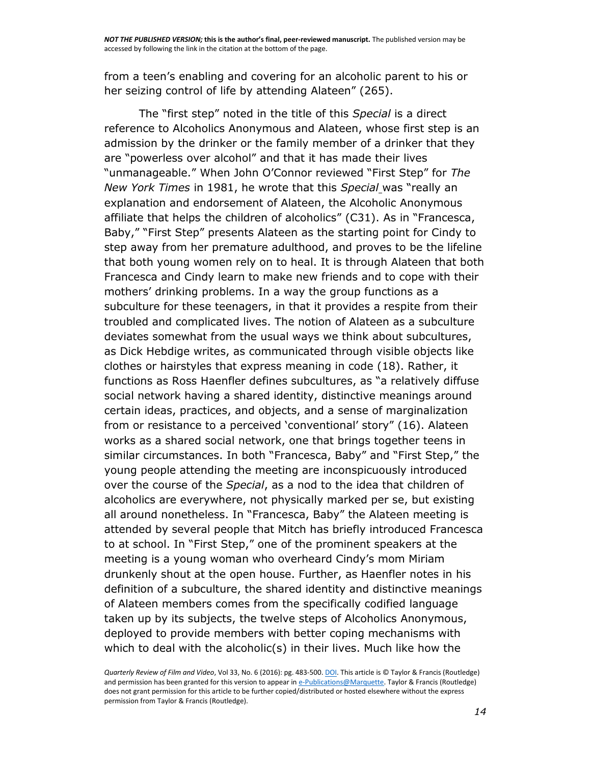from a teen's enabling and covering for an alcoholic parent to his or her seizing control of life by attending Alateen" (265).

The "first step" noted in the title of this *Special* is a direct reference to Alcoholics Anonymous and Alateen, whose first step is an admission by the drinker or the family member of a drinker that they are "powerless over alcohol" and that it has made their lives "unmanageable." When John O'Connor reviewed "First Step" for *The New York Times* in 1981, he wrote that this *Special* was "really an explanation and endorsement of Alateen, the Alcoholic Anonymous affiliate that helps the children of alcoholics" (C31). As in "Francesca, Baby," "First Step" presents Alateen as the starting point for Cindy to step away from her premature adulthood, and proves to be the lifeline that both young women rely on to heal. It is through Alateen that both Francesca and Cindy learn to make new friends and to cope with their mothers' drinking problems. In a way the group functions as a subculture for these teenagers, in that it provides a respite from their troubled and complicated lives. The notion of Alateen as a subculture deviates somewhat from the usual ways we think about subcultures, as Dick Hebdige writes, as communicated through visible objects like clothes or hairstyles that express meaning in code (18). Rather, it functions as Ross Haenfler defines subcultures, as "a relatively diffuse social network having a shared identity, distinctive meanings around certain ideas, practices, and objects, and a sense of marginalization from or resistance to a perceived 'conventional' story" (16). Alateen works as a shared social network, one that brings together teens in similar circumstances. In both "Francesca, Baby" and "First Step," the young people attending the meeting are inconspicuously introduced over the course of the *Special*, as a nod to the idea that children of alcoholics are everywhere, not physically marked per se, but existing all around nonetheless. In "Francesca, Baby" the Alateen meeting is attended by several people that Mitch has briefly introduced Francesca to at school. In "First Step," one of the prominent speakers at the meeting is a young woman who overheard Cindy's mom Miriam drunkenly shout at the open house. Further, as Haenfler notes in his definition of a subculture, the shared identity and distinctive meanings of Alateen members comes from the specifically codified language taken up by its subjects, the twelve steps of Alcoholics Anonymous, deployed to provide members with better coping mechanisms with which to deal with the alcoholic(s) in their lives. Much like how the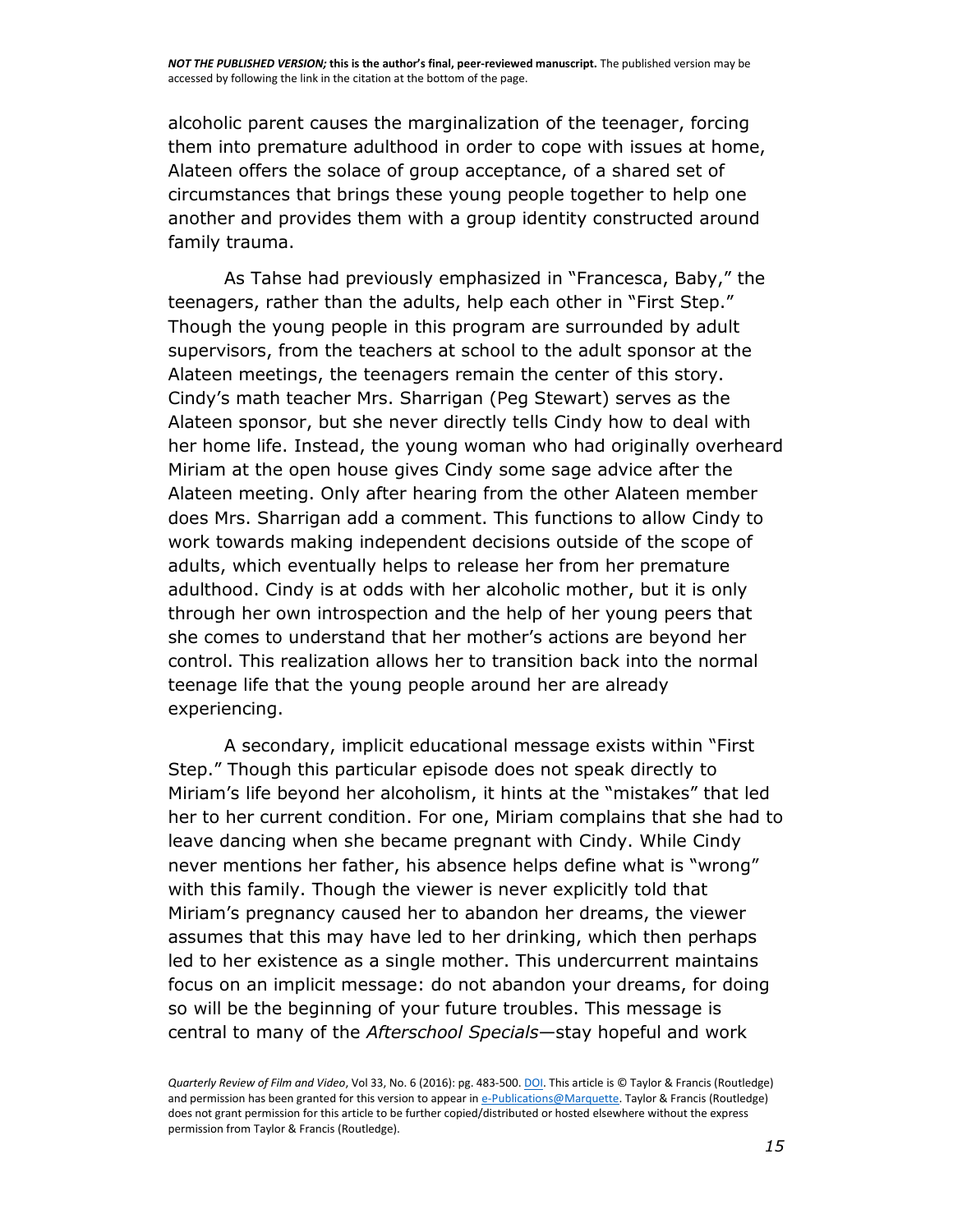alcoholic parent causes the marginalization of the teenager, forcing them into premature adulthood in order to cope with issues at home, Alateen offers the solace of group acceptance, of a shared set of circumstances that brings these young people together to help one another and provides them with a group identity constructed around family trauma.

As Tahse had previously emphasized in "Francesca, Baby," the teenagers, rather than the adults, help each other in "First Step." Though the young people in this program are surrounded by adult supervisors, from the teachers at school to the adult sponsor at the Alateen meetings, the teenagers remain the center of this story. Cindy's math teacher Mrs. Sharrigan (Peg Stewart) serves as the Alateen sponsor, but she never directly tells Cindy how to deal with her home life. Instead, the young woman who had originally overheard Miriam at the open house gives Cindy some sage advice after the Alateen meeting. Only after hearing from the other Alateen member does Mrs. Sharrigan add a comment. This functions to allow Cindy to work towards making independent decisions outside of the scope of adults, which eventually helps to release her from her premature adulthood. Cindy is at odds with her alcoholic mother, but it is only through her own introspection and the help of her young peers that she comes to understand that her mother's actions are beyond her control. This realization allows her to transition back into the normal teenage life that the young people around her are already experiencing.

A secondary, implicit educational message exists within "First Step." Though this particular episode does not speak directly to Miriam's life beyond her alcoholism, it hints at the "mistakes" that led her to her current condition. For one, Miriam complains that she had to leave dancing when she became pregnant with Cindy. While Cindy never mentions her father, his absence helps define what is "wrong" with this family. Though the viewer is never explicitly told that Miriam's pregnancy caused her to abandon her dreams, the viewer assumes that this may have led to her drinking, which then perhaps led to her existence as a single mother. This undercurrent maintains focus on an implicit message: do not abandon your dreams, for doing so will be the beginning of your future troubles. This message is central to many of the *Afterschool Specials*—stay hopeful and work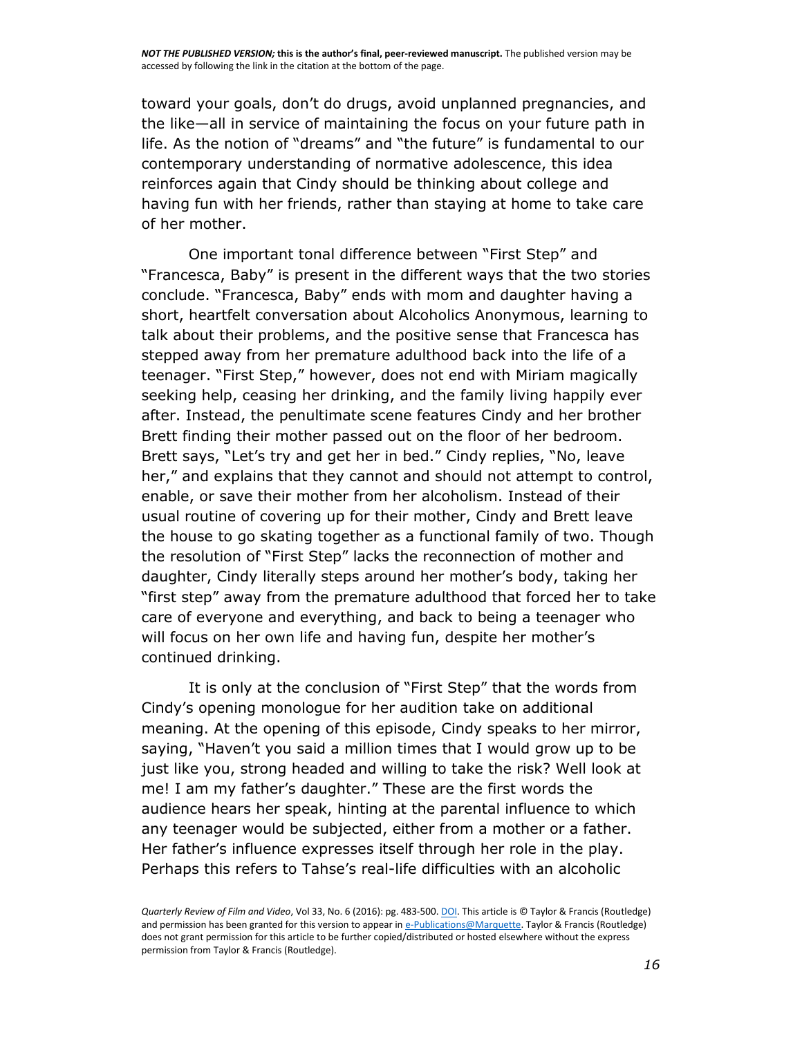toward your goals, don't do drugs, avoid unplanned pregnancies, and the like—all in service of maintaining the focus on your future path in life. As the notion of "dreams" and "the future" is fundamental to our contemporary understanding of normative adolescence, this idea reinforces again that Cindy should be thinking about college and having fun with her friends, rather than staying at home to take care of her mother.

One important tonal difference between "First Step" and "Francesca, Baby" is present in the different ways that the two stories conclude. "Francesca, Baby" ends with mom and daughter having a short, heartfelt conversation about Alcoholics Anonymous, learning to talk about their problems, and the positive sense that Francesca has stepped away from her premature adulthood back into the life of a teenager. "First Step," however, does not end with Miriam magically seeking help, ceasing her drinking, and the family living happily ever after. Instead, the penultimate scene features Cindy and her brother Brett finding their mother passed out on the floor of her bedroom. Brett says, "Let's try and get her in bed." Cindy replies, "No, leave her," and explains that they cannot and should not attempt to control, enable, or save their mother from her alcoholism. Instead of their usual routine of covering up for their mother, Cindy and Brett leave the house to go skating together as a functional family of two. Though the resolution of "First Step" lacks the reconnection of mother and daughter, Cindy literally steps around her mother's body, taking her "first step" away from the premature adulthood that forced her to take care of everyone and everything, and back to being a teenager who will focus on her own life and having fun, despite her mother's continued drinking.

It is only at the conclusion of "First Step" that the words from Cindy's opening monologue for her audition take on additional meaning. At the opening of this episode, Cindy speaks to her mirror, saying, "Haven't you said a million times that I would grow up to be just like you, strong headed and willing to take the risk? Well look at me! I am my father's daughter." These are the first words the audience hears her speak, hinting at the parental influence to which any teenager would be subjected, either from a mother or a father. Her father's influence expresses itself through her role in the play. Perhaps this refers to Tahse's real-life difficulties with an alcoholic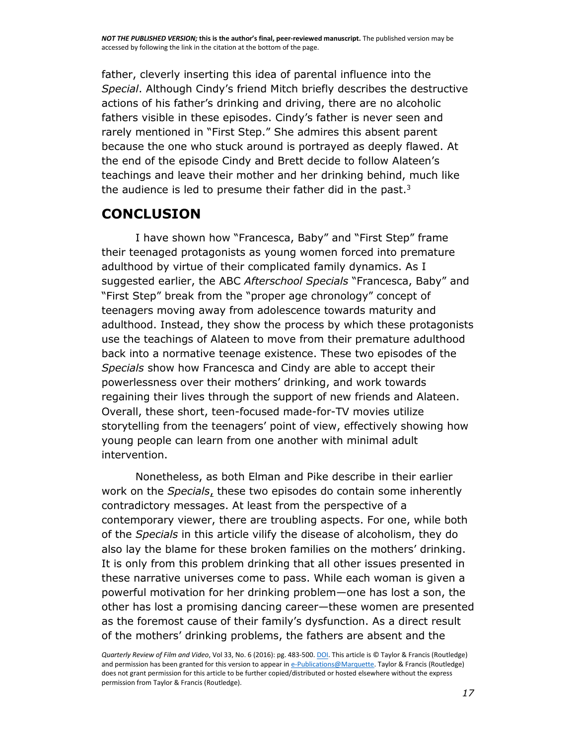father, cleverly inserting this idea of parental influence into the *Special*. Although Cindy's friend Mitch briefly describes the destructive actions of his father's drinking and driving, there are no alcoholic fathers visible in these episodes. Cindy's father is never seen and rarely mentioned in "First Step." She admires this absent parent because the one who stuck around is portrayed as deeply flawed. At the end of the episode Cindy and Brett decide to follow Alateen's teachings and leave their mother and her drinking behind, much like the audience is led to presume their father did in the past.[3]

## CONCLUSION

I have shown how "Francesca, Baby" and "First Step" frame their teenaged protagonists as young women forced into premature adulthood by virtue of their complicated family dynamics. As I suggested earlier, the ABC *Afterschool Specials* "Francesca, Baby" and "First Step" break from the "proper age chronology" concept of teenagers moving away from adolescence towards maturity and adulthood. Instead, they show the process by which these protagonists use the teachings of Alateen to move from their premature adulthood back into a normative teenage existence. These two episodes of the *Specials* show how Francesca and Cindy are able to accept their powerlessness over their mothers' drinking, and work towards regaining their lives through the support of new friends and Alateen. Overall, these short, teen-focused made-for-TV movies utilize storytelling from the teenagers' point of view, effectively showing how young people can learn from one another with minimal adult intervention.

Nonetheless, as both Elman and Pike describe in their earlier work on the *Specials*, these two episodes do contain some inherently contradictory messages. At least from the perspective of a contemporary viewer, there are troubling aspects. For one, while both of the *Specials* in this article vilify the disease of alcoholism, they do also lay the blame for these broken families on the mothers' drinking. It is only from this problem drinking that all other issues presented in these narrative universes come to pass. While each woman is given a powerful motivation for her drinking problem—one has lost a son, the other has lost a promising dancing career—these women are presented as the foremost cause of their family's dysfunction. As a direct result of the mothers' drinking problems, the fathers are absent and the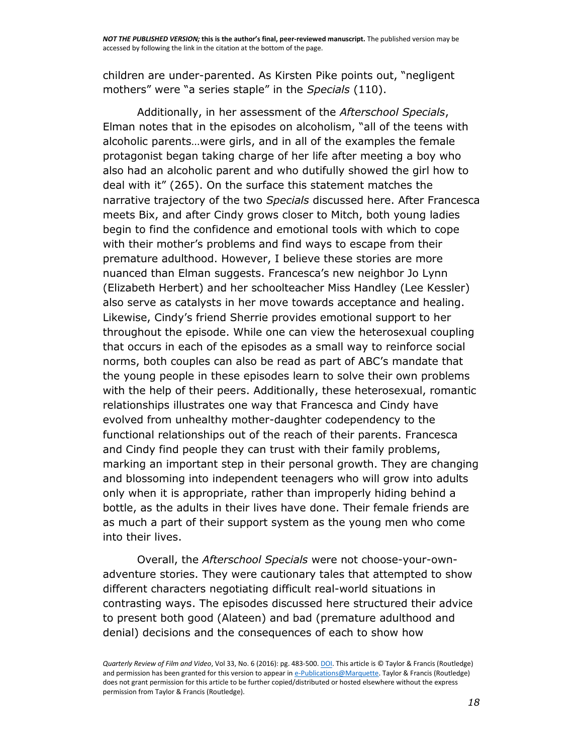children are under-parented. As Kirsten Pike points out, "negligent mothers" were "a series staple" in the *Specials* (110).

Additionally, in her assessment of the *Afterschool Specials*, Elman notes that in the episodes on alcoholism, "all of the teens with alcoholic parents…were girls, and in all of the examples the female protagonist began taking charge of her life after meeting a boy who also had an alcoholic parent and who dutifully showed the girl how to deal with it" (265). On the surface this statement matches the narrative trajectory of the two *Specials* discussed here. After Francesca meets Bix, and after Cindy grows closer to Mitch, both young ladies begin to find the confidence and emotional tools with which to cope with their mother's problems and find ways to escape from their premature adulthood. However, I believe these stories are more nuanced than Elman suggests. Francesca's new neighbor Jo Lynn (Elizabeth Herbert) and her schoolteacher Miss Handley (Lee Kessler) also serve as catalysts in her move towards acceptance and healing. Likewise, Cindy's friend Sherrie provides emotional support to her throughout the episode. While one can view the heterosexual coupling that occurs in each of the episodes as a small way to reinforce social norms, both couples can also be read as part of ABC's mandate that the young people in these episodes learn to solve their own problems with the help of their peers. Additionally, these heterosexual, romantic relationships illustrates one way that Francesca and Cindy have evolved from unhealthy mother-daughter codependency to the functional relationships out of the reach of their parents. Francesca and Cindy find people they can trust with their family problems, marking an important step in their personal growth. They are changing and blossoming into independent teenagers who will grow into adults only when it is appropriate, rather than improperly hiding behind a bottle, as the adults in their lives have done. Their female friends are as much a part of their support system as the young men who come into their lives.

Overall, the *Afterschool Specials* were not choose-your-own-adventure stories. They were cautionary tales that attempted to show different characters negotiating difficult real-world situations in contrasting ways. The episodes discussed here structured their advice to present both good (Alateen) and bad (premature adulthood and denial) decisions and the consequences of each to show how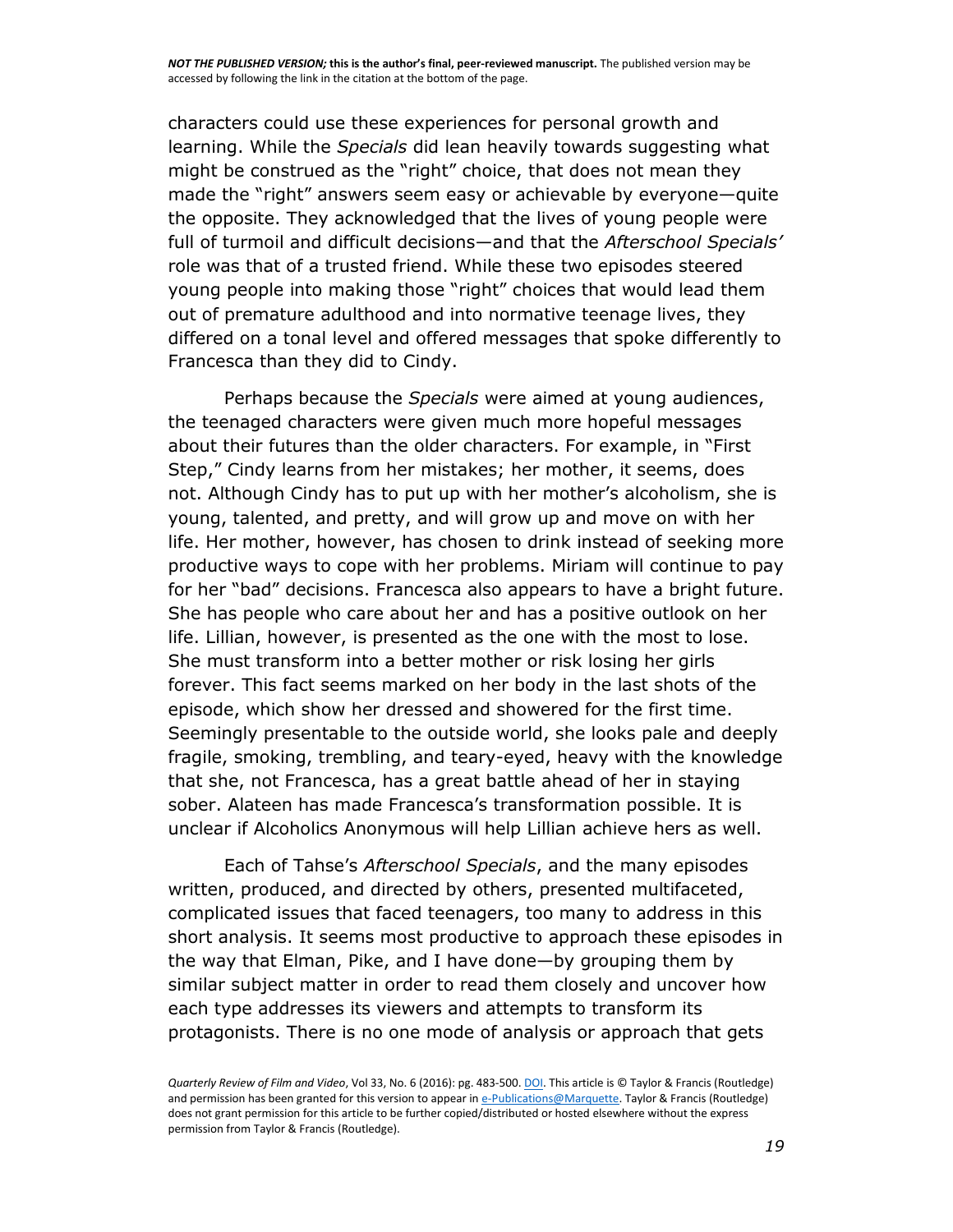characters could use these experiences for personal growth and learning. While the *Specials* did lean heavily towards suggesting what might be construed as the "right" choice, that does not mean they made the "right" answers seem easy or achievable by everyone—quite the opposite. They acknowledged that the lives of young people were full of turmoil and difficult decisions—and that the *Afterschool Specials'* role was that of a trusted friend. While these two episodes steered young people into making those "right" choices that would lead them out of premature adulthood and into normative teenage lives, they differed on a tonal level and offered messages that spoke differently to Francesca than they did to Cindy.

Perhaps because the *Specials* were aimed at young audiences, the teenaged characters were given much more hopeful messages about their futures than the older characters. For example, in "First Step," Cindy learns from her mistakes; her mother, it seems, does not. Although Cindy has to put up with her mother's alcoholism, she is young, talented, and pretty, and will grow up and move on with her life. Her mother, however, has chosen to drink instead of seeking more productive ways to cope with her problems. Miriam will continue to pay for her "bad" decisions. Francesca also appears to have a bright future. She has people who care about her and has a positive outlook on her life. Lillian, however, is presented as the one with the most to lose. She must transform into a better mother or risk losing her girls forever. This fact seems marked on her body in the last shots of the episode, which show her dressed and showered for the first time. Seemingly presentable to the outside world, she looks pale and deeply fragile, smoking, trembling, and teary-eyed, heavy with the knowledge that she, not Francesca, has a great battle ahead of her in staying sober. Alateen has made Francesca's transformation possible. It is unclear if Alcoholics Anonymous will help Lillian achieve hers as well.

Each of Tahse's *Afterschool Specials*, and the many episodes written, produced, and directed by others, presented multifaceted, complicated issues that faced teenagers, too many to address in this short analysis. It seems most productive to approach these episodes in the way that Elman, Pike, and I have done—by grouping them by similar subject matter in order to read them closely and uncover how each type addresses its viewers and attempts to transform its protagonists. There is no one mode of analysis or approach that gets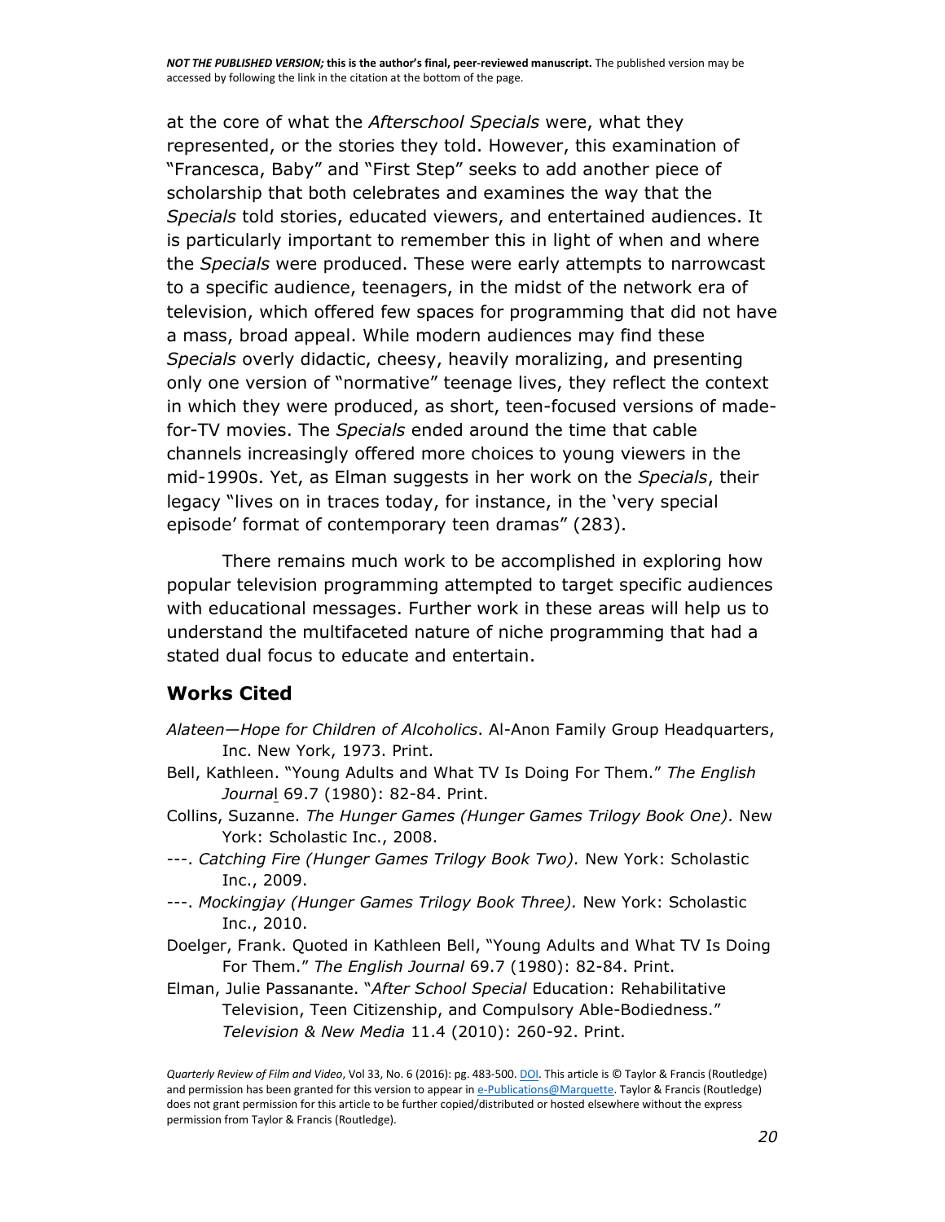at the core of what the *Afterschool Specials* were, what they represented, or the stories they told. However, this examination of "Francesca, Baby" and "First Step" seeks to add another piece of scholarship that both celebrates and examines the way that the *Specials* told stories, educated viewers, and entertained audiences. It is particularly important to remember this in light of when and where the *Specials* were produced. These were early attempts to narrowcast to a specific audience, teenagers, in the midst of the network era of television, which offered few spaces for programming that did not have a mass, broad appeal. While modern audiences may find these *Specials* overly didactic, cheesy, heavily moralizing, and presenting only one version of "normative" teenage lives, they reflect the context in which they were produced, as short, teen-focused versions of made-for-TV movies. The *Specials* ended around the time that cable channels increasingly offered more choices to young viewers in the mid-1990s. Yet, as Elman suggests in her work on the *Specials*, their legacy "lives on in traces today, for instance, in the 'very special episode' format of contemporary teen dramas" (283).

There remains much work to be accomplished in exploring how popular television programming attempted to target specific audiences with educational messages. Further work in these areas will help us to understand the multifaceted nature of niche programming that had a stated dual focus to educate and entertain.

## Works Cited

*Alateen—Hope for Children of Alcoholics*. Al-Anon Family Group Headquarters, Inc. New York, 1973. Print.

Bell, Kathleen. "Young Adults and What TV Is Doing For Them." *The English Journal* 69.7 (1980): 82-84. Print.

Collins, Suzanne. *The Hunger Games (Hunger Games Trilogy Book One).* New York: Scholastic Inc., 2008.

---. *Catching Fire (Hunger Games Trilogy Book Two).* New York: Scholastic Inc., 2009.

---. *Mockingjay (Hunger Games Trilogy Book Three).* New York: Scholastic Inc., 2010.

Doelger, Frank. Quoted in Kathleen Bell, "Young Adults and What TV Is Doing For Them." *The English Journal* 69.7 (1980): 82-84. Print.

Elman, Julie Passanante. "*After School Special* Education: Rehabilitative Television, Teen Citizenship, and Compulsory Able-Bodiedness." *Television & New Media* 11.4 (2010): 260-92. Print.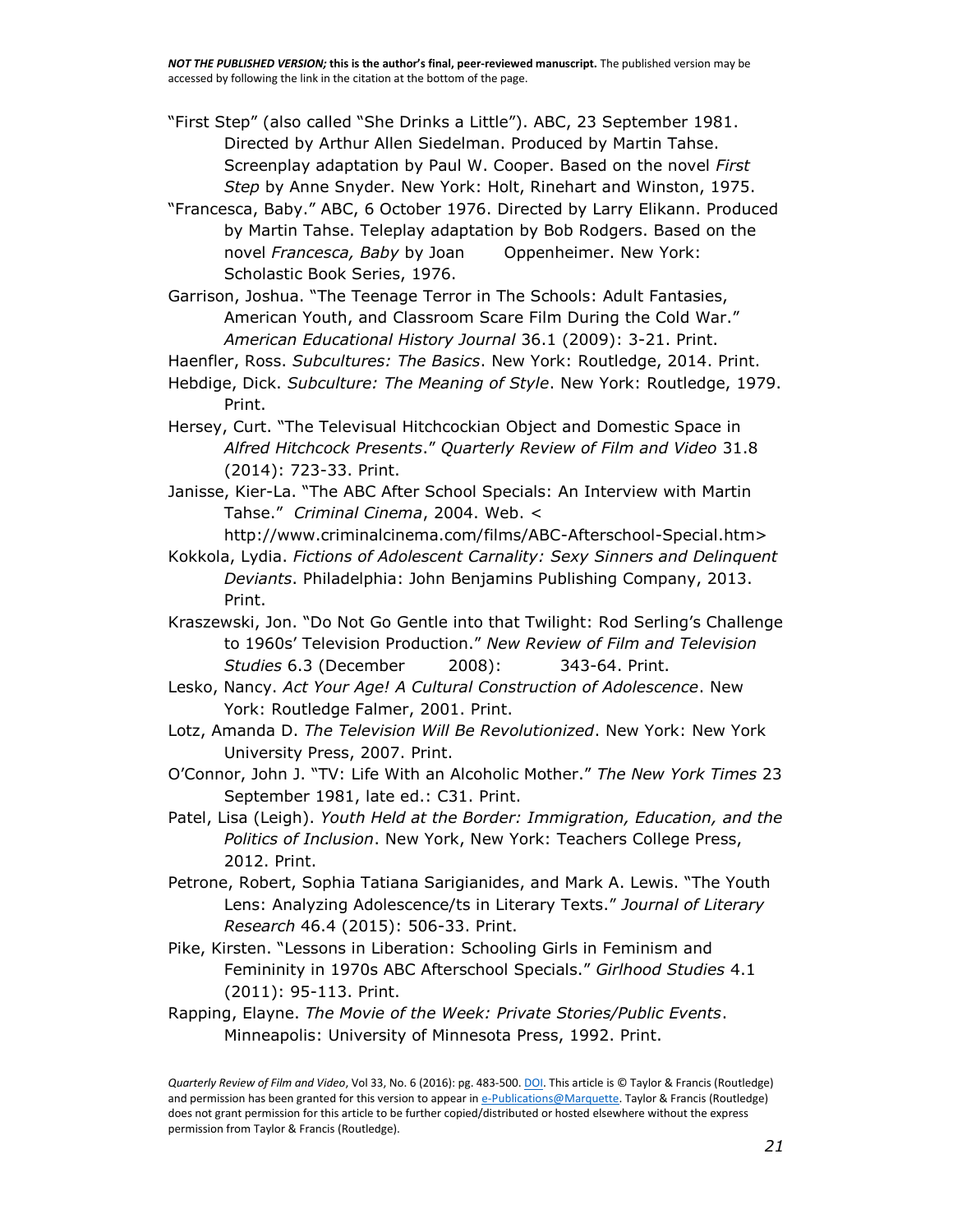"First Step" (also called "She Drinks a Little"). ABC, 23 September 1981. Directed by Arthur Allen Siedelman. Produced by Martin Tahse. Screenplay adaptation by Paul W. Cooper. Based on the novel *First Step* by Anne Snyder. New York: Holt, Rinehart and Winston, 1975.

"Francesca, Baby." ABC, 6 October 1976. Directed by Larry Elikann. Produced by Martin Tahse. Teleplay adaptation by Bob Rodgers. Based on the novel *Francesca, Baby* by Joan Oppenheimer. New York: Scholastic Book Series, 1976.

Garrison, Joshua. "The Teenage Terror in The Schools: Adult Fantasies, American Youth, and Classroom Scare Film During the Cold War." *American Educational History Journal* 36.1 (2009): 3-21. Print.

Haenfler, Ross. *Subcultures: The Basics*. New York: Routledge, 2014. Print.

Hebdige, Dick. *Subculture: The Meaning of Style*. New York: Routledge, 1979. Print.

Hersey, Curt. "The Televisual Hitchcockian Object and Domestic Space in *Alfred Hitchcock Presents*." *Quarterly Review of Film and Video* 31.8 (2014): 723-33. Print.

Janisse, Kier-La. "The ABC After School Specials: An Interview with Martin Tahse." *Criminal Cinema*, 2004. Web. < http://www.criminalcinema.com/films/ABC-Afterschool-Special.htm>

Kokkola, Lydia. *Fictions of Adolescent Carnality: Sexy Sinners and Delinquent Deviants*. Philadelphia: John Benjamins Publishing Company, 2013. Print.

Kraszewski, Jon. "Do Not Go Gentle into that Twilight: Rod Serling's Challenge to 1960s' Television Production." *New Review of Film and Television Studies* 6.3 (December 2008): 343-64. Print.

Lesko, Nancy. *Act Your Age! A Cultural Construction of Adolescence*. New York: Routledge Falmer, 2001. Print.

Lotz, Amanda D. *The Television Will Be Revolutionized*. New York: New York University Press, 2007. Print.

O'Connor, John J. "TV: Life With an Alcoholic Mother." *The New York Times* 23 September 1981, late ed.: C31. Print.

Patel, Lisa (Leigh). *Youth Held at the Border: Immigration, Education, and the Politics of Inclusion*. New York, New York: Teachers College Press, 2012. Print.

Petrone, Robert, Sophia Tatiana Sarigianides, and Mark A. Lewis. "The Youth Lens: Analyzing Adolescence/ts in Literary Texts." *Journal of Literary Research* 46.4 (2015): 506-33. Print.

Pike, Kirsten. "Lessons in Liberation: Schooling Girls in Feminism and Femininity in 1970s ABC Afterschool Specials." *Girlhood Studies* 4.1 (2011): 95-113. Print.

Rapping, Elayne. *The Movie of the Week: Private Stories/Public Events*. Minneapolis: University of Minnesota Press, 1992. Print.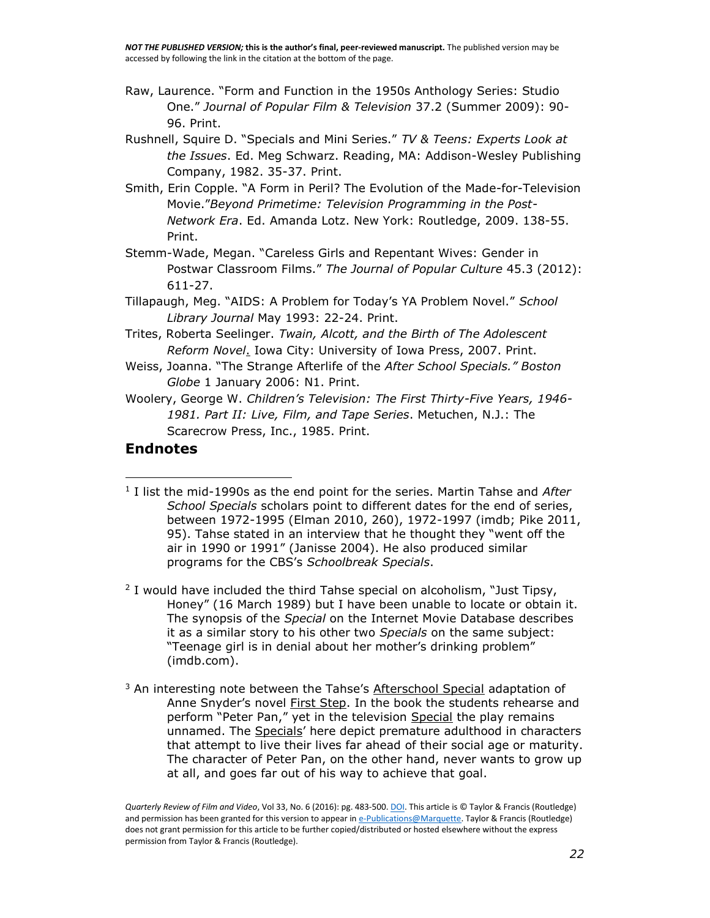Raw, Laurence. "Form and Function in the 1950s Anthology Series: Studio One." *Journal of Popular Film & Television* 37.2 (Summer 2009): 90-96. Print.

Rushnell, Squire D. "Specials and Mini Series." *TV & Teens: Experts Look at the Issues*. Ed. Meg Schwarz. Reading, MA: Addison-Wesley Publishing Company, 1982. 35-37. Print.

Smith, Erin Copple. "A Form in Peril? The Evolution of the Made-for-Television Movie."*Beyond Primetime: Television Programming in the Post-Network Era*. Ed. Amanda Lotz. New York: Routledge, 2009. 138-55. Print.

Stemm-Wade, Megan. "Careless Girls and Repentant Wives: Gender in Postwar Classroom Films." *The Journal of Popular Culture* 45.3 (2012): 611-27.

Tillapaugh, Meg. "AIDS: A Problem for Today's YA Problem Novel." *School Library Journal* May 1993: 22-24. Print.

Trites, Roberta Seelinger. *Twain, Alcott, and the Birth of The Adolescent Reform Novel*. Iowa City: University of Iowa Press, 2007. Print.

Weiss, Joanna. "The Strange Afterlife of the *After School Specials." Boston Globe* 1 January 2006: N1. Print.

Woolery, George W. *Children's Television: The First Thirty-Five Years, 1946-1981. Part II: Live, Film, and Tape Series*. Metuchen, N.J.: The Scarecrow Press, Inc., 1985. Print.

## Endnotes

[1] I list the mid-1990s as the end point for the series. Martin Tahse and *After School Specials* scholars point to different dates for the end of series, between 1972-1995 (Elman 2010, 260), 1972-1997 (imdb; Pike 2011, 95). Tahse stated in an interview that he thought they "went off the air in 1990 or 1991" (Janisse 2004). He also produced similar programs for the CBS's *Schoolbreak Specials*.

[2] I would have included the third Tahse special on alcoholism, "Just Tipsy, Honey" (16 March 1989) but I have been unable to locate or obtain it. The synopsis of the *Special* on the Internet Movie Database describes it as a similar story to his other two *Specials* on the same subject: "Teenage girl is in denial about her mother's drinking problem" (imdb.com).

[3] An interesting note between the Tahse's Afterschool Special adaptation of Anne Snyder's novel First Step. In the book the students rehearse and perform "Peter Pan," yet in the television Special the play remains unnamed. The Specials' here depict premature adulthood in characters that attempt to live their lives far ahead of their social age or maturity. The character of Peter Pan, on the other hand, never wants to grow up at all, and goes far out of his way to achieve that goal.